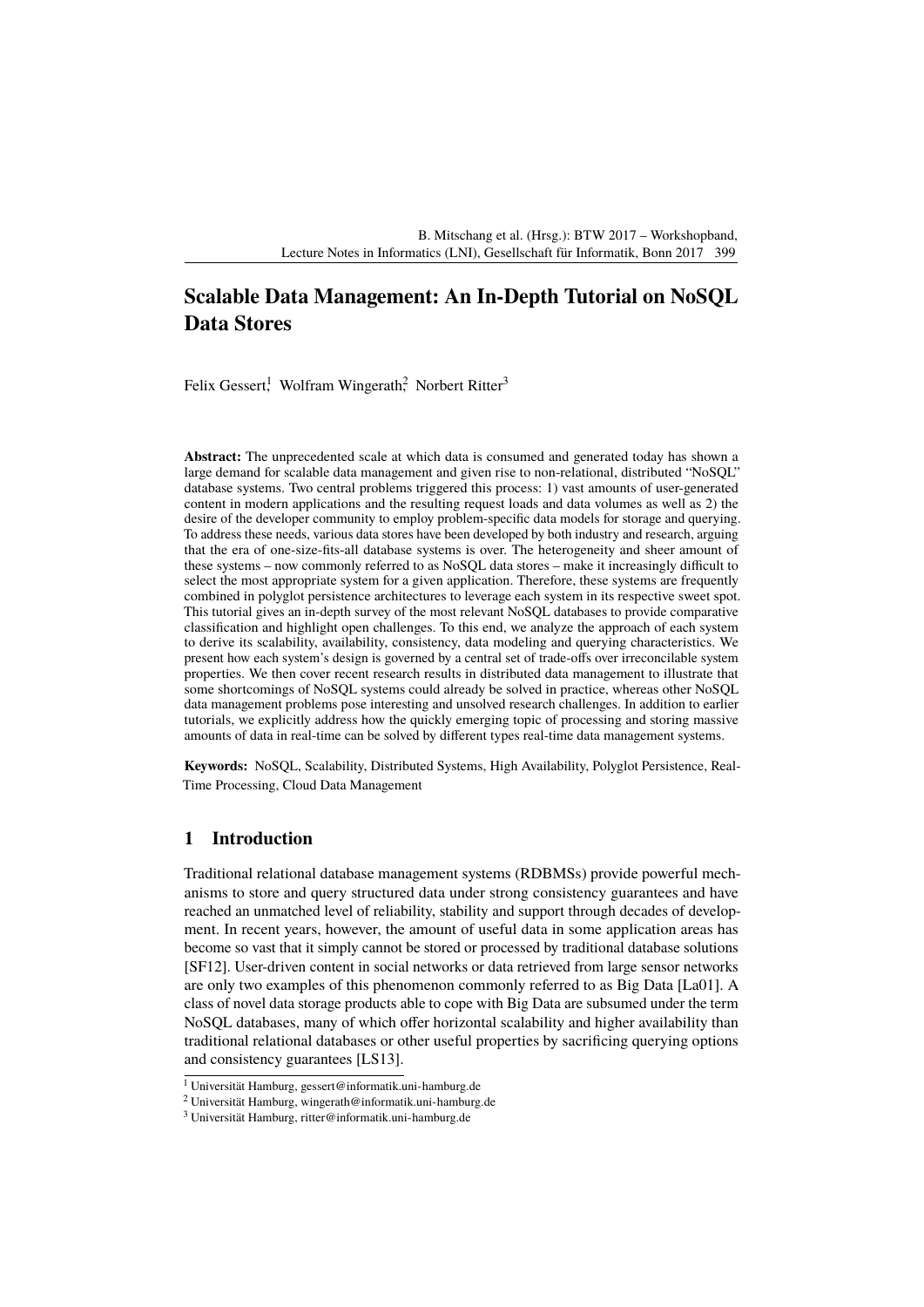# Scalable Data Management: An In-Depth Tutorial on NoSQL Data Stores

Felix Gessert[1], Wolfram Wingerath[2], Norbert Ritter[3]

**Abstract:** The unprecedented scale at which data is consumed and generated today has shown a large demand for scalable data management and given rise to non-relational, distributed "NoSQL" database systems. Two central problems triggered this process: 1) vast amounts of user-generated content in modern applications and the resulting request loads and data volumes as well as 2) the desire of the developer community to employ problem-specific data models for storage and querying. To address these needs, various data stores have been developed by both industry and research, arguing that the era of one-size-fits-all database systems is over. The heterogeneity and sheer amount of these systems – now commonly referred to as NoSQL data stores – make it increasingly difficult to select the most appropriate system for a given application. Therefore, these systems are frequently combined in polyglot persistence architectures to leverage each system in its respective sweet spot. This tutorial gives an in-depth survey of the most relevant NoSQL databases to provide comparative classification and highlight open challenges. To this end, we analyze the approach of each system to derive its scalability, availability, consistency, data modeling and querying characteristics. We present how each system's design is governed by a central set of trade-offs over irreconcilable system properties. We then cover recent research results in distributed data management to illustrate that some shortcomings of NoSQL systems could already be solved in practice, whereas other NoSQL data management problems pose interesting and unsolved research challenges. In addition to earlier tutorials, we explicitly address how the quickly emerging topic of processing and storing massive amounts of data in real-time can be solved by different types real-time data management systems.

**Keywords:** NoSQL, Scalability, Distributed Systems, High Availability, Polyglot Persistence, Real-Time Processing, Cloud Data Management

## 1 Introduction

Traditional relational database management systems (RDBMSs) provide powerful mechanisms to store and query structured data under strong consistency guarantees and have reached an unmatched level of reliability, stability and support through decades of development. In recent years, however, the amount of useful data in some application areas has become so vast that it simply cannot be stored or processed by traditional database solutions [SF12]. User-driven content in social networks or data retrieved from large sensor networks are only two examples of this phenomenon commonly referred to as Big Data [La01]. A class of novel data storage products able to cope with Big Data are subsumed under the term NoSQL databases, many of which offer horizontal scalability and higher availability than traditional relational databases or other useful properties by sacrificing querying options and consistency guarantees [LS13].

[1] Universität Hamburg, gessert@informatik.uni-hamburg.de

[2] Universität Hamburg, wingerath@informatik.uni-hamburg.de

[3] Universität Hamburg, ritter@informatik.uni-hamburg.de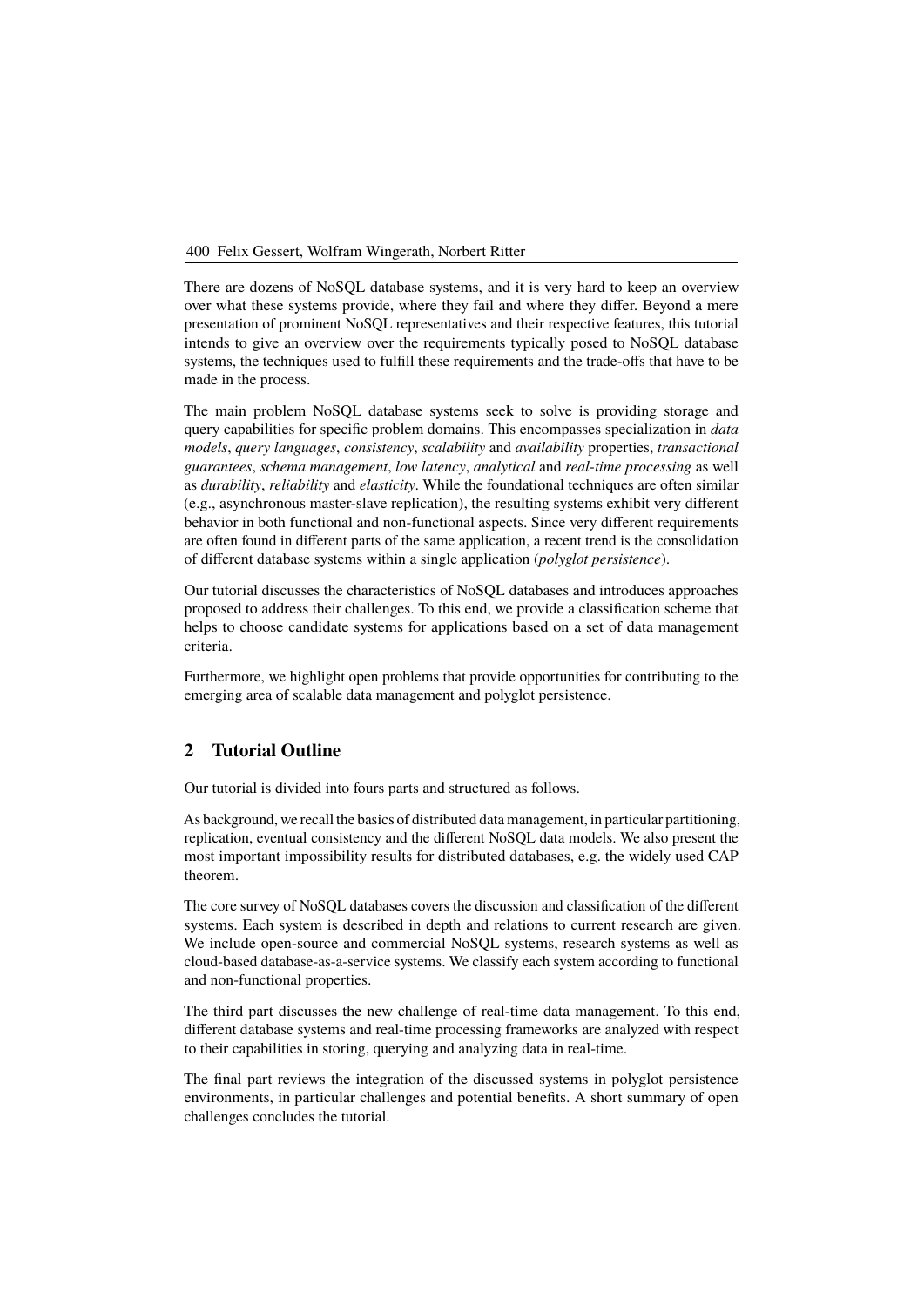There are dozens of NoSQL database systems, and it is very hard to keep an overview over what these systems provide, where they fail and where they differ. Beyond a mere presentation of prominent NoSQL representatives and their respective features, this tutorial intends to give an overview over the requirements typically posed to NoSQL database systems, the techniques used to fulfill these requirements and the trade-offs that have to be made in the process.

The main problem NoSQL database systems seek to solve is providing storage and query capabilities for specific problem domains. This encompasses specialization in *data models*, *query languages*, *consistency*, *scalability* and *availability* properties, *transactional guarantees*, *schema management*, *low latency*, *analytical* and *real-time processing* as well as *durability*, *reliability* and *elasticity*. While the foundational techniques are often similar (e.g., asynchronous master-slave replication), the resulting systems exhibit very different behavior in both functional and non-functional aspects. Since very different requirements are often found in different parts of the same application, a recent trend is the consolidation of different database systems within a single application (*polyglot persistence*).

Our tutorial discusses the characteristics of NoSQL databases and introduces approaches proposed to address their challenges. To this end, we provide a classification scheme that helps to choose candidate systems for applications based on a set of data management criteria.

Furthermore, we highlight open problems that provide opportunities for contributing to the emerging area of scalable data management and polyglot persistence.

## 2 Tutorial Outline

Our tutorial is divided into fours parts and structured as follows.

As background, we recall the basics of distributed data management, in particular partitioning, replication, eventual consistency and the different NoSQL data models. We also present the most important impossibility results for distributed databases, e.g. the widely used CAP theorem.

The core survey of NoSQL databases covers the discussion and classification of the different systems. Each system is described in depth and relations to current research are given. We include open-source and commercial NoSQL systems, research systems as well as cloud-based database-as-a-service systems. We classify each system according to functional and non-functional properties.

The third part discusses the new challenge of real-time data management. To this end, different database systems and real-time processing frameworks are analyzed with respect to their capabilities in storing, querying and analyzing data in real-time.

The final part reviews the integration of the discussed systems in polyglot persistence environments, in particular challenges and potential benefits. A short summary of open challenges concludes the tutorial.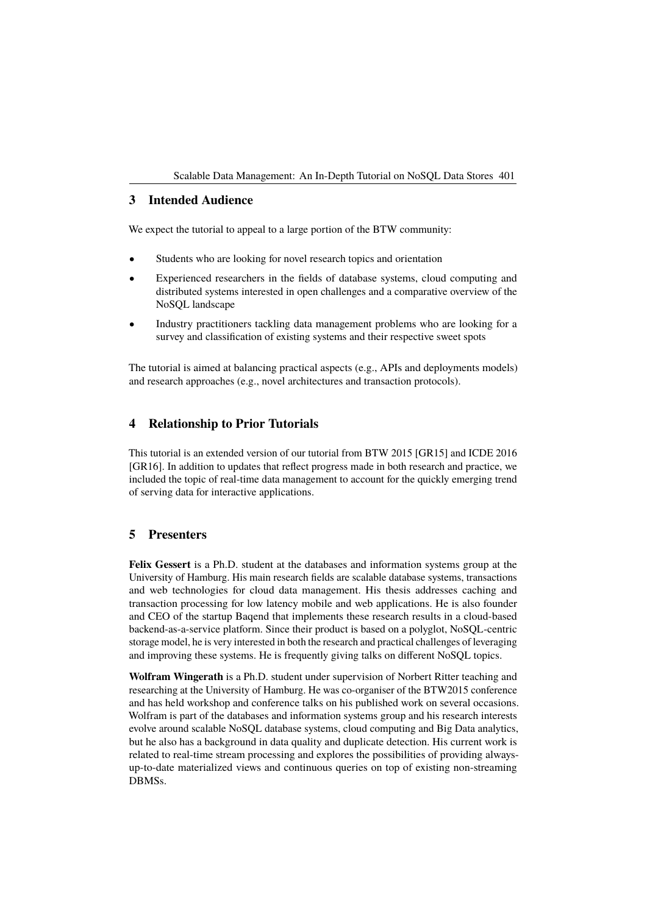## 3 Intended Audience

We expect the tutorial to appeal to a large portion of the BTW community:

- Students who are looking for novel research topics and orientation
- Experienced researchers in the fields of database systems, cloud computing and distributed systems interested in open challenges and a comparative overview of the NoSQL landscape
- Industry practitioners tackling data management problems who are looking for a survey and classification of existing systems and their respective sweet spots

The tutorial is aimed at balancing practical aspects (e.g., APIs and deployments models) and research approaches (e.g., novel architectures and transaction protocols).

## 4 Relationship to Prior Tutorials

This tutorial is an extended version of our tutorial from BTW 2015 [GR15] and ICDE 2016 [GR16]. In addition to updates that reflect progress made in both research and practice, we included the topic of real-time data management to account for the quickly emerging trend of serving data for interactive applications.

## 5 Presenters

**Felix Gessert** is a Ph.D. student at the databases and information systems group at the University of Hamburg. His main research fields are scalable database systems, transactions and web technologies for cloud data management. His thesis addresses caching and transaction processing for low latency mobile and web applications. He is also founder and CEO of the startup Baqend that implements these research results in a cloud-based backend-as-a-service platform. Since their product is based on a polyglot, NoSQL-centric storage model, he is very interested in both the research and practical challenges of leveraging and improving these systems. He is frequently giving talks on different NoSQL topics.

**Wolfram Wingerath** is a Ph.D. student under supervision of Norbert Ritter teaching and researching at the University of Hamburg. He was co-organiser of the BTW2015 conference and has held workshop and conference talks on his published work on several occasions. Wolfram is part of the databases and information systems group and his research interests evolve around scalable NoSQL database systems, cloud computing and Big Data analytics, but he also has a background in data quality and duplicate detection. His current work is related to real-time stream processing and explores the possibilities of providing always-up-to-date materialized views and continuous queries on top of existing non-streaming DBMSs.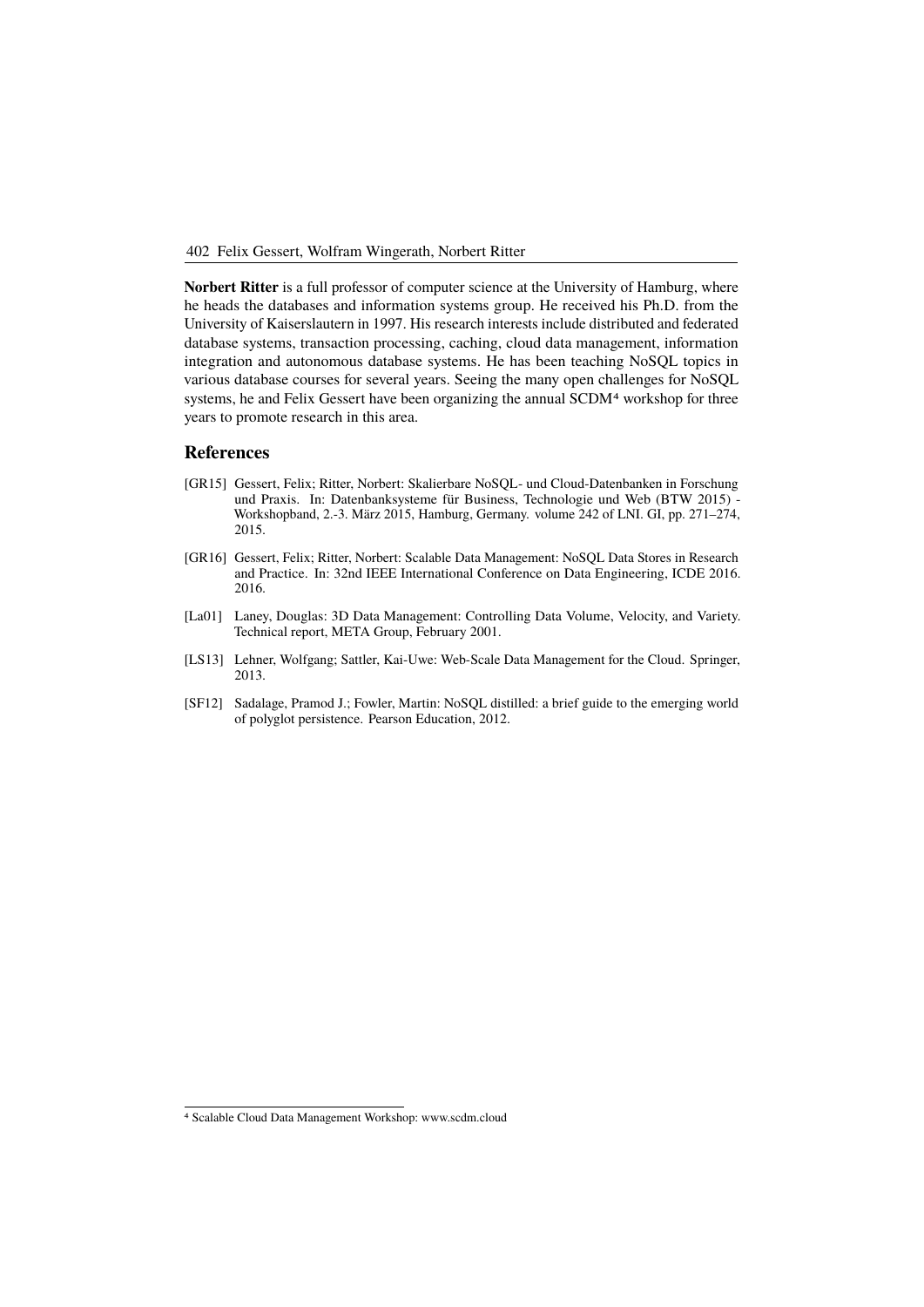**Norbert Ritter** is a full professor of computer science at the University of Hamburg, where he heads the databases and information systems group. He received his Ph.D. from the University of Kaiserslautern in 1997. His research interests include distributed and federated database systems, transaction processing, caching, cloud data management, information integration and autonomous database systems. He has been teaching NoSQL topics in various database courses for several years. Seeing the many open challenges for NoSQL systems, he and Felix Gessert have been organizing the annual SCDM[4] workshop for three years to promote research in this area.

## References

[GR15] Gessert, Felix; Ritter, Norbert: Skalierbare NoSQL- und Cloud-Datenbanken in Forschung und Praxis. In: Datenbanksysteme für Business, Technologie und Web (BTW 2015) - Workshopband, 2.-3. März 2015, Hamburg, Germany. volume 242 of LNI. GI, pp. 271–274, 2015.

[GR16] Gessert, Felix; Ritter, Norbert: Scalable Data Management: NoSQL Data Stores in Research and Practice. In: 32nd IEEE International Conference on Data Engineering, ICDE 2016. 2016.

[La01] Laney, Douglas: 3D Data Management: Controlling Data Volume, Velocity, and Variety. Technical report, META Group, February 2001.

[LS13] Lehner, Wolfgang; Sattler, Kai-Uwe: Web-Scale Data Management for the Cloud. Springer, 2013.

[SF12] Sadalage, Pramod J.; Fowler, Martin: NoSQL distilled: a brief guide to the emerging world of polyglot persistence. Pearson Education, 2012.

[4] Scalable Cloud Data Management Workshop: www.scdm.cloud